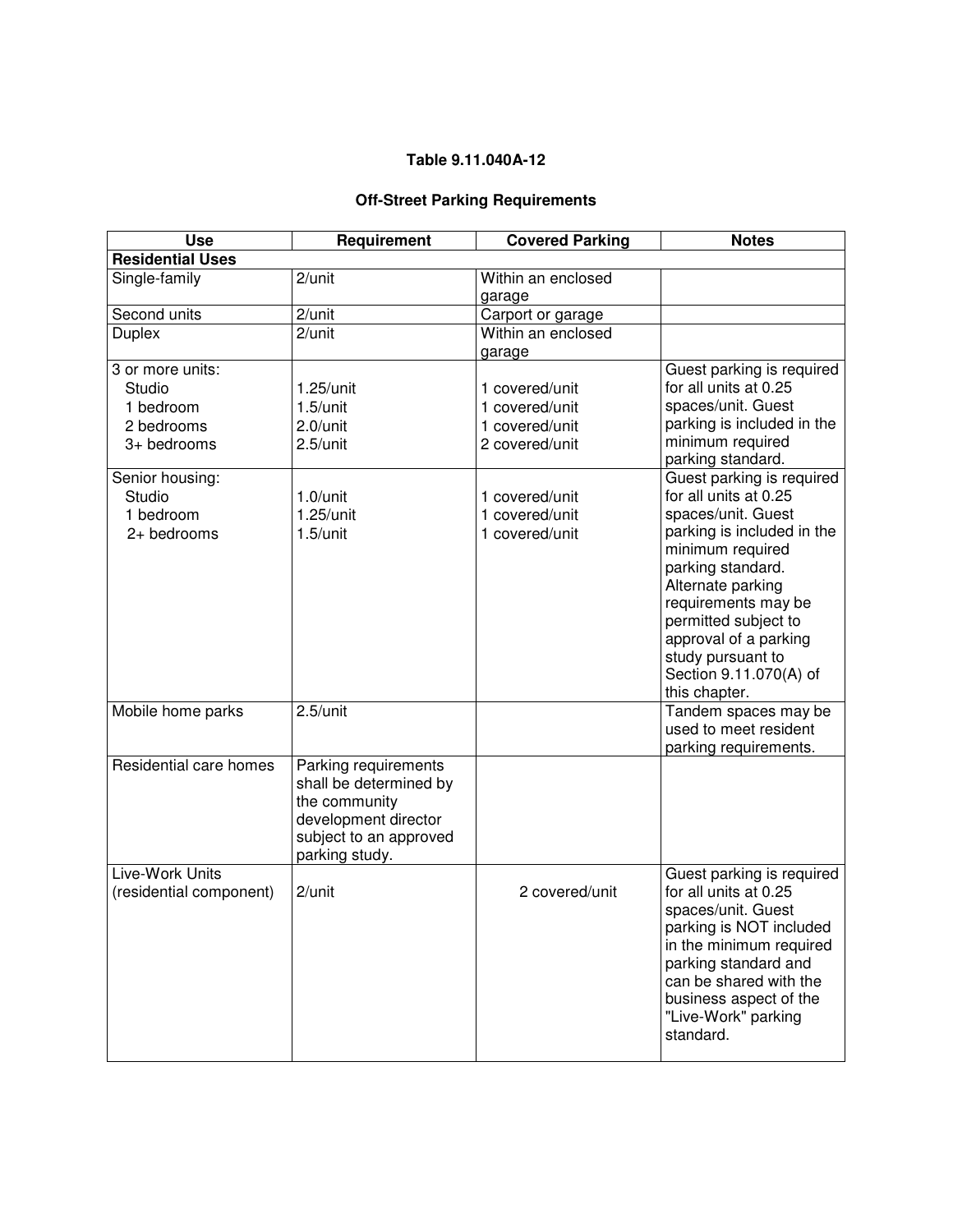**Table 9.11.040A-12**

**Off-Street Parking Requirements**

| Use | Requirement | Covered Parking | Notes |
|---|---|---|---|
| **Residential Uses** | | | |
| Single-family | 2/unit | Within an enclosed garage | |
| Second units | 2/unit | Carport or garage | |
| Duplex | 2/unit | Within an enclosed garage | |
| 3 or more units:<br>Studio<br>1 bedroom<br>2 bedrooms<br>3+ bedrooms | <br>1.25/unit<br>1.5/unit<br>2.0/unit<br>2.5/unit | <br>1 covered/unit<br>1 covered/unit<br>1 covered/unit<br>2 covered/unit | Guest parking is required for all units at 0.25 spaces/unit. Guest parking is included in the minimum required parking standard. |
| Senior housing:<br>Studio<br>1 bedroom<br>2+ bedrooms | <br>1.0/unit<br>1.25/unit<br>1.5/unit | <br>1 covered/unit<br>1 covered/unit<br>1 covered/unit | Guest parking is required for all units at 0.25 spaces/unit. Guest parking is included in the minimum required parking standard. Alternate parking requirements may be permitted subject to approval of a parking study pursuant to Section 9.11.070(A) of this chapter. |
| Mobile home parks | 2.5/unit | | Tandem spaces may be used to meet resident parking requirements. |
| Residential care homes | Parking requirements shall be determined by the community development director subject to an approved parking study. | | |
| Live-Work Units (residential component) | 2/unit | 2 covered/unit | Guest parking is required for all units at 0.25 spaces/unit. Guest parking is NOT included in the minimum required parking standard and can be shared with the business aspect of the "Live-Work" parking standard. |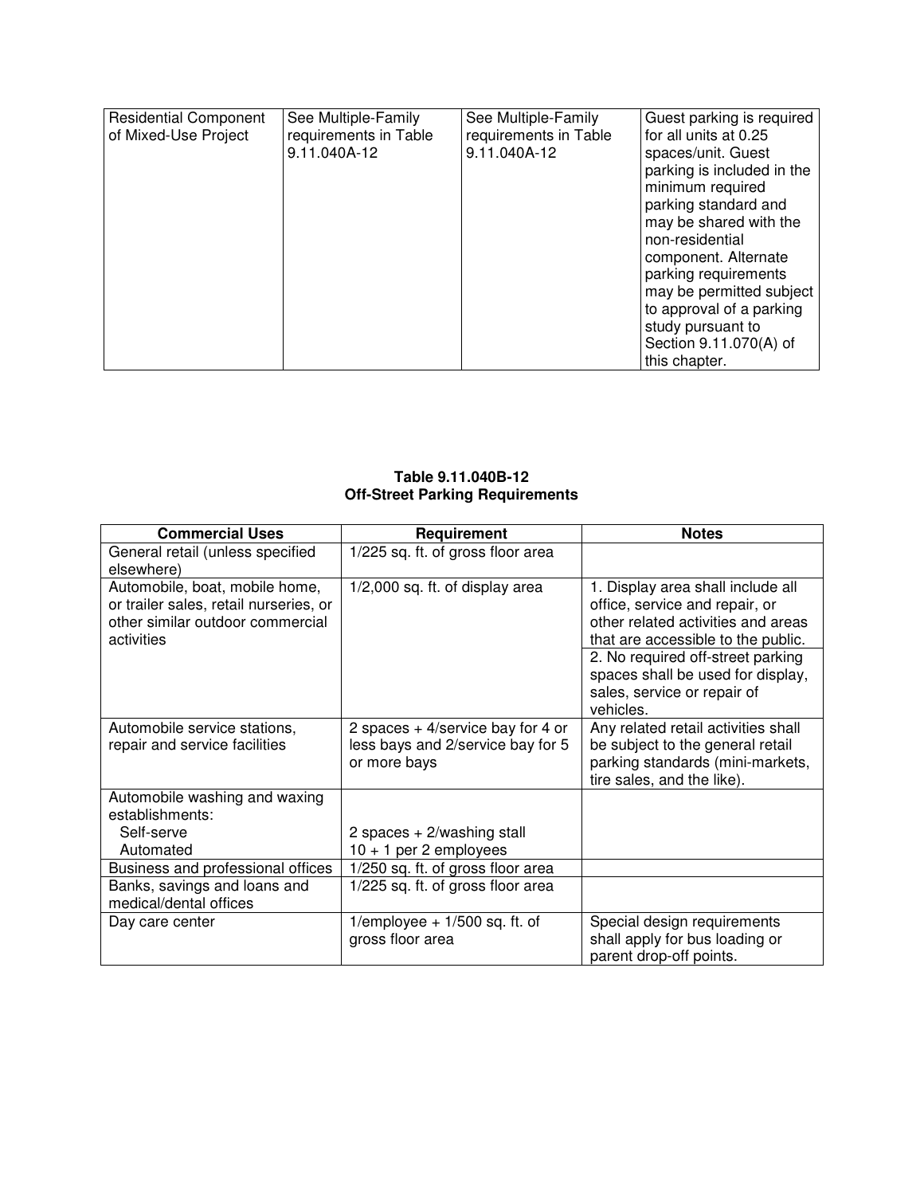| Residential Component of Mixed-Use Project | See Multiple-Family requirements in Table 9.11.040A-12 | See Multiple-Family requirements in Table 9.11.040A-12 | Guest parking is required for all units at 0.25 spaces/unit. Guest parking is included in the minimum required parking standard and may be shared with the non-residential component. Alternate parking requirements may be permitted subject to approval of a parking study pursuant to Section 9.11.070(A) of this chapter. |
|---|---|---|---|

**Table 9.11.040B-12**
**Off-Street Parking Requirements**

| Commercial Uses | Requirement | Notes |
|---|---|---|
| General retail (unless specified elsewhere) | 1/225 sq. ft. of gross floor area | |
| Automobile, boat, mobile home, or trailer sales, retail nurseries, or other similar outdoor commercial activities | 1/2,000 sq. ft. of display area | 1. Display area shall include all office, service and repair, or other related activities and areas that are accessible to the public.<br>2. No required off-street parking spaces shall be used for display, sales, service or repair of vehicles. |
| Automobile service stations, repair and service facilities | 2 spaces + 4/service bay for 4 or less bays and 2/service bay for 5 or more bays | Any related retail activities shall be subject to the general retail parking standards (mini-markets, tire sales, and the like). |
| Automobile washing and waxing establishments:<br>Self-serve<br>Automated | <br><br>2 spaces + 2/washing stall<br>10 + 1 per 2 employees | |
| Business and professional offices | 1/250 sq. ft. of gross floor area | |
| Banks, savings and loans and medical/dental offices | 1/225 sq. ft. of gross floor area | |
| Day care center | 1/employee + 1/500 sq. ft. of gross floor area | Special design requirements shall apply for bus loading or parent drop-off points. |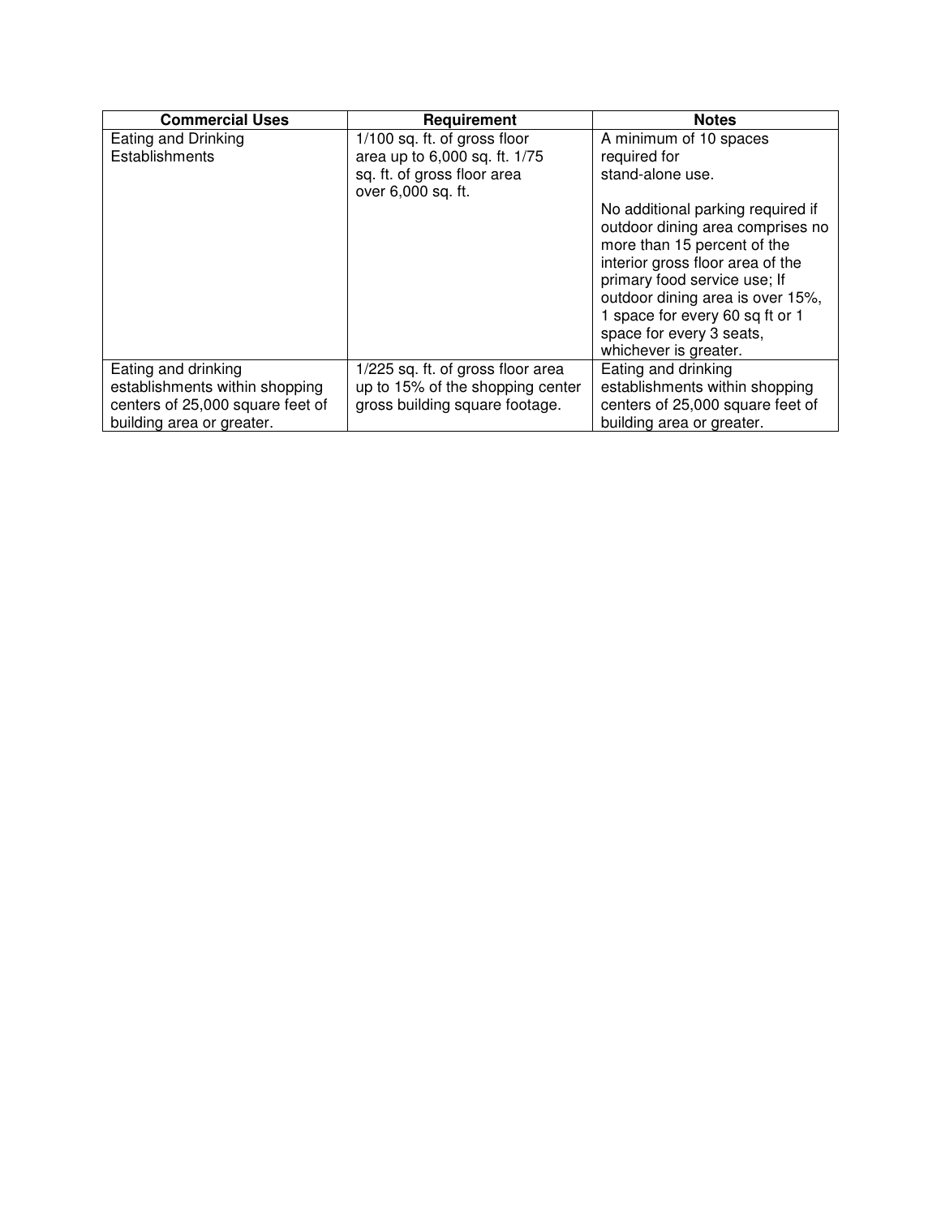| Commercial Uses | Requirement | Notes |
| --- | --- | --- |
| Eating and Drinking Establishments | 1/100 sq. ft. of gross floor area up to 6,000 sq. ft. 1/75 sq. ft. of gross floor area over 6,000 sq. ft. | A minimum of 10 spaces required for stand-alone use.<br><br>No additional parking required if outdoor dining area comprises no more than 15 percent of the interior gross floor area of the primary food service use; If outdoor dining area is over 15%, 1 space for every 60 sq ft or 1 space for every 3 seats, whichever is greater. |
| Eating and drinking establishments within shopping centers of 25,000 square feet of building area or greater. | 1/225 sq. ft. of gross floor area up to 15% of the shopping center gross building square footage. | Eating and drinking establishments within shopping centers of 25,000 square feet of building area or greater. |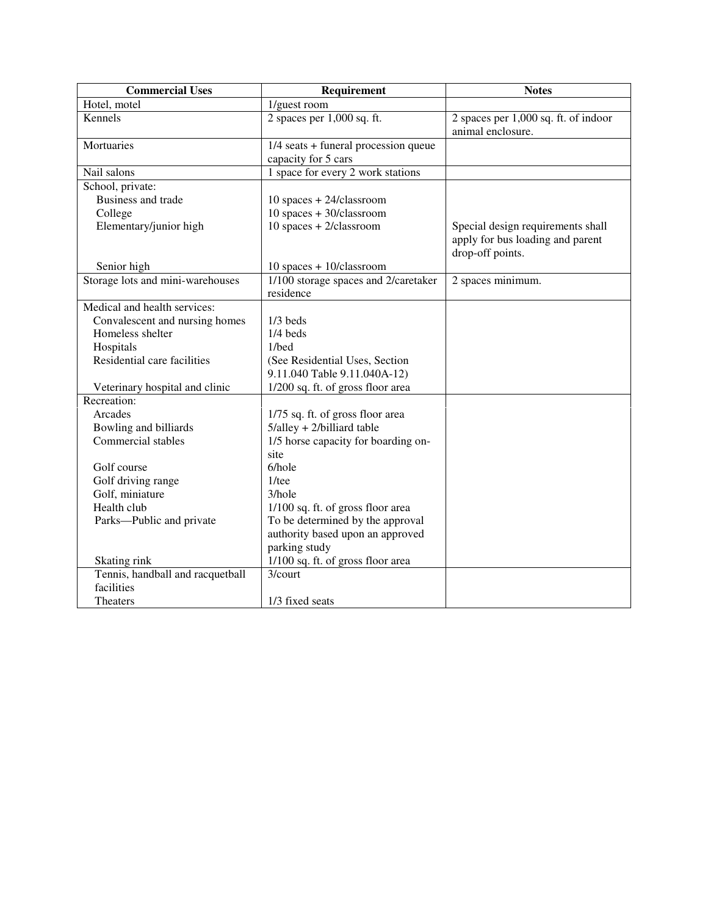| Commercial Uses | Requirement | Notes |
|---|---|---|
| Hotel, motel | 1/guest room | |
| Kennels | 2 spaces per 1,000 sq. ft. | 2 spaces per 1,000 sq. ft. of indoor animal enclosure. |
| Mortuaries | 1/4 seats + funeral procession queue capacity for 5 cars | |
| Nail salons | 1 space for every 2 work stations | |
| School, private: | | |
| Business and trade | 10 spaces + 24/classroom | |
| College | 10 spaces + 30/classroom | |
| Elementary/junior high | 10 spaces + 2/classroom | Special design requirements shall apply for bus loading and parent drop-off points. |
| Senior high | 10 spaces + 10/classroom | |
| Storage lots and mini-warehouses | 1/100 storage spaces and 2/caretaker residence | 2 spaces minimum. |
| Medical and health services: | | |
| Convalescent and nursing homes | 1/3 beds | |
| Homeless shelter | 1/4 beds | |
| Hospitals | 1/bed | |
| Residential care facilities | (See Residential Uses, Section 9.11.040 Table 9.11.040A-12) | |
| Veterinary hospital and clinic | 1/200 sq. ft. of gross floor area | |
| Recreation: | | |
| Arcades | 1/75 sq. ft. of gross floor area | |
| Bowling and billiards | 5/alley + 2/billiard table | |
| Commercial stables | 1/5 horse capacity for boarding on-site | |
| Golf course | 6/hole | |
| Golf driving range | 1/tee | |
| Golf, miniature | 3/hole | |
| Health club | 1/100 sq. ft. of gross floor area | |
| Parks—Public and private | To be determined by the approval authority based upon an approved parking study | |
| Skating rink | 1/100 sq. ft. of gross floor area | |
| Tennis, handball and racquetball facilities | 3/court | |
| Theaters | 1/3 fixed seats | |